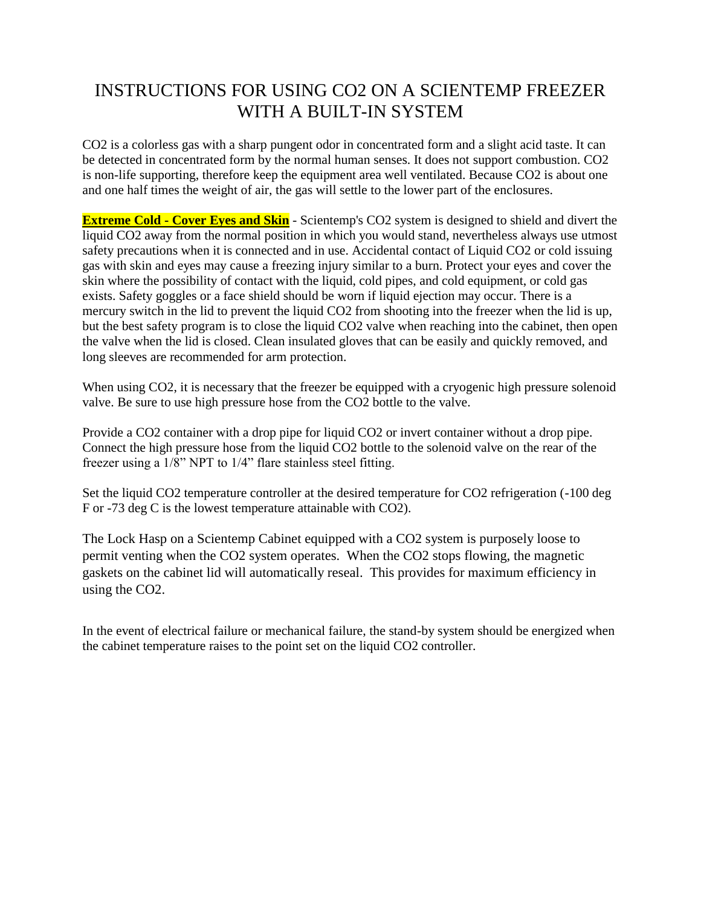# INSTRUCTIONS FOR USING $CO_2$ ON A SCIENTEMP FREEZER WITH A BUILT-IN SYSTEM

$CO_2$ is a colorless gas with a sharp pungent odor in concentrated form and a slight acid taste. It can be detected in concentrated form by the normal human senses. It does not support combustion. $CO_2$ is non-life supporting, therefore keep the equipment area well ventilated. Because $CO_2$ is about one and one half times the weight of air, the gas will settle to the lower part of the enclosures.

**Extreme Cold - Cover Eyes and Skin** - Scientemp's $CO_2$ system is designed to shield and divert the liquid $CO_2$ away from the normal position in which you would stand, nevertheless always use utmost safety precautions when it is connected and in use. Accidental contact of Liquid $CO_2$ or cold issuing gas with skin and eyes may cause a freezing injury similar to a burn. Protect your eyes and cover the skin where the possibility of contact with the liquid, cold pipes, and cold equipment, or cold gas exists. Safety goggles or a face shield should be worn if liquid ejection may occur. There is a mercury switch in the lid to prevent the liquid $CO_2$ from shooting into the freezer when the lid is up, but the best safety program is to close the liquid $CO_2$ valve when reaching into the cabinet, then open the valve when the lid is closed. Clean insulated gloves that can be easily and quickly removed, and long sleeves are recommended for arm protection.

When using $CO_2$, it is necessary that the freezer be equipped with a cryogenic high pressure solenoid valve. Be sure to use high pressure hose from the $CO_2$ bottle to the valve.

Provide a $CO_2$ container with a drop pipe for liquid $CO_2$ or invert container without a drop pipe. Connect the high pressure hose from the liquid $CO_2$ bottle to the solenoid valve on the rear of the freezer using a 1/8" NPT to 1/4" flare stainless steel fitting.

Set the liquid $CO_2$ temperature controller at the desired temperature for $CO_2$ refrigeration (-100 deg F or -73 deg C is the lowest temperature attainable with $CO_2$).

The Lock Hasp on a Scientemp Cabinet equipped with a $CO_2$ system is purposely loose to permit venting when the $CO_2$ system operates. When the $CO_2$ stops flowing, the magnetic gaskets on the cabinet lid will automatically reseal. This provides for maximum efficiency in using the $CO_2$.

In the event of electrical failure or mechanical failure, the stand-by system should be energized when the cabinet temperature raises to the point set on the liquid $CO_2$ controller.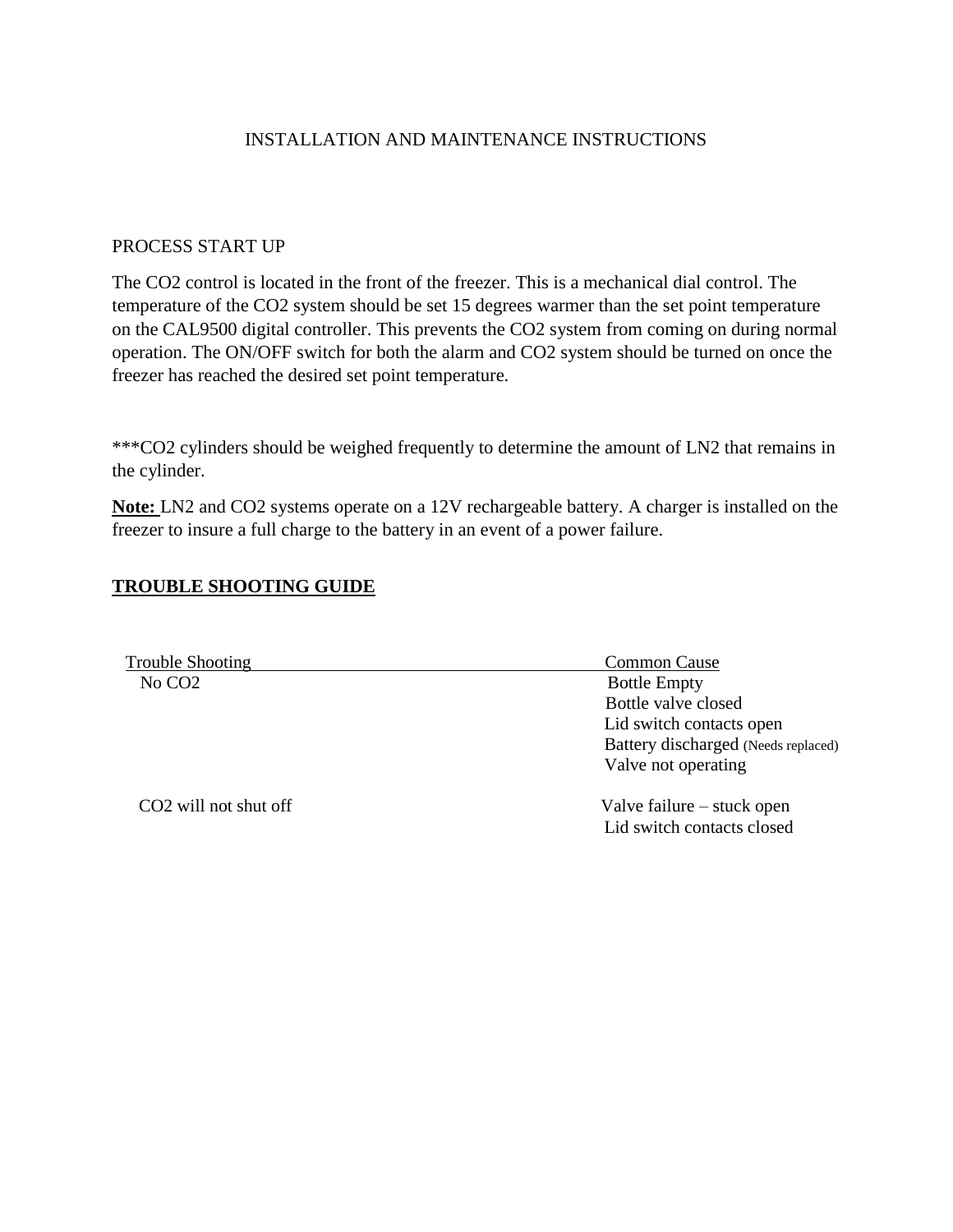# INSTALLATION AND MAINTENANCE INSTRUCTIONS

## PROCESS START UP

The $CO_2$ control is located in the front of the freezer. This is a mechanical dial control. The temperature of the $CO_2$ system should be set 15 degrees warmer than the set point temperature on the CAL9500 digital controller. This prevents the $CO_2$ system from coming on during normal operation. The ON/OFF switch for both the alarm and $CO_2$ system should be turned on once the freezer has reached the desired set point temperature.

***$CO_2$ cylinders should be weighed frequently to determine the amount of $LN_2$ that remains in the cylinder.

**Note:** $LN_2$ and $CO_2$ systems operate on a 12V rechargeable battery. A charger is installed on the freezer to insure a full charge to the battery in an event of a power failure.

## TROUBLE SHOOTING GUIDE

| Trouble Shooting | Common Cause |
|---|---|
| No $CO_2$ | Bottle Empty |
| | Bottle valve closed |
| | Lid switch contacts open |
| | Battery discharged (Needs replaced) |
| | Valve not operating |
| $CO_2$ will not shut off | Valve failure – stuck open |
| | Lid switch contacts closed |